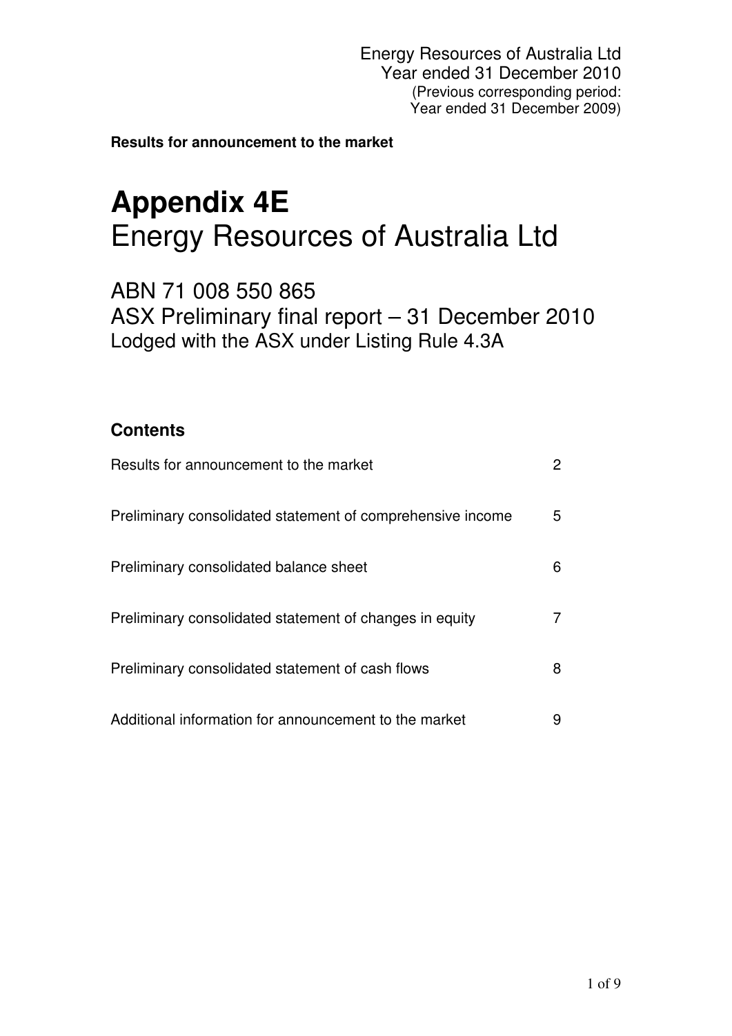Energy Resources of Australia Ltd
Year ended 31 December 2010
(Previous corresponding period:
Year ended 31 December 2009)

**Results for announcement to the market**

# Appendix 4E
## Energy Resources of Australia Ltd

ABN 71 008 550 865
ASX Preliminary final report – 31 December 2010
Lodged with the ASX under Listing Rule 4.3A

### Contents

| | |
|---|---|
| Results for announcement to the market | 2 |
| Preliminary consolidated statement of comprehensive income | 5 |
| Preliminary consolidated balance sheet | 6 |
| Preliminary consolidated statement of changes in equity | 7 |
| Preliminary consolidated statement of cash flows | 8 |
| Additional information for announcement to the market | 9 |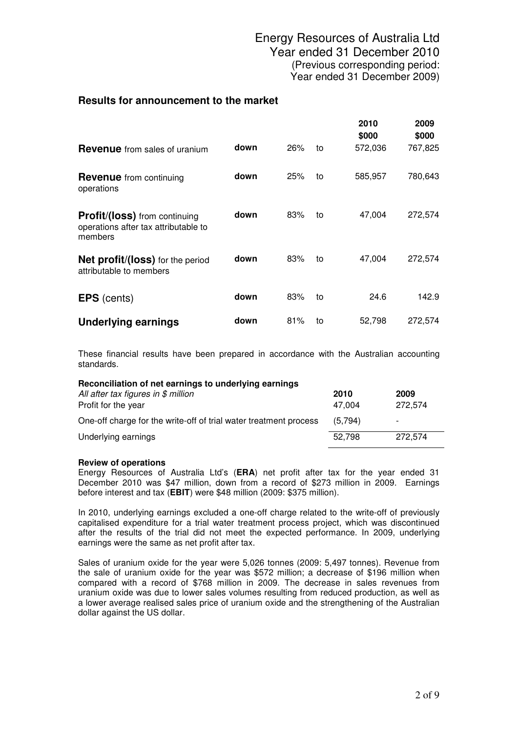# Energy Resources of Australia Ltd
## Year ended 31 December 2010
(Previous corresponding period:
Year ended 31 December 2009)

## Results for announcement to the market

| | | | | 2010 $000 | 2009 $000 |
|---|---|---|---|---|---|
| **Revenue** from sales of uranium | **down** | 26% | to | 572,036 | 767,825 |
| **Revenue** from continuing operations | **down** | 25% | to | 585,957 | 780,643 |
| **Profit/(loss)** from continuing operations after tax attributable to members | **down** | 83% | to | 47,004 | 272,574 |
| **Net profit/(loss)** for the period attributable to members | **down** | 83% | to | 47,004 | 272,574 |
| **EPS** (cents) | **down** | 83% | to | 24.6 | 142.9 |
| **Underlying earnings** | **down** | 81% | to | 52,798 | 272,574 |

These financial results have been prepared in accordance with the Australian accounting standards.

**Reconciliation of net earnings to underlying earnings**

| *All after tax figures in $ million* | 2010 | 2009 |
|---|---|---|
| Profit for the year | 47,004 | 272,574 |
| One-off charge for the write-off of trial water treatment process | (5,794) | - |
| Underlying earnings | 52,798 | 272,574 |

**Review of operations**

Energy Resources of Australia Ltd's (**ERA**) net profit after tax for the year ended 31 December 2010 was $47 million, down from a record of $273 million in 2009. Earnings before interest and tax (**EBIT**) were $48 million (2009: $375 million).

In 2010, underlying earnings excluded a one-off charge related to the write-off of previously capitalised expenditure for a trial water treatment process project, which was discontinued after the results of the trial did not meet the expected performance. In 2009, underlying earnings were the same as net profit after tax.

Sales of uranium oxide for the year were 5,026 tonnes (2009: 5,497 tonnes). Revenue from the sale of uranium oxide for the year was $572 million; a decrease of $196 million when compared with a record of $768 million in 2009. The decrease in sales revenues from uranium oxide was due to lower sales volumes resulting from reduced production, as well as a lower average realised sales price of uranium oxide and the strengthening of the Australian dollar against the US dollar.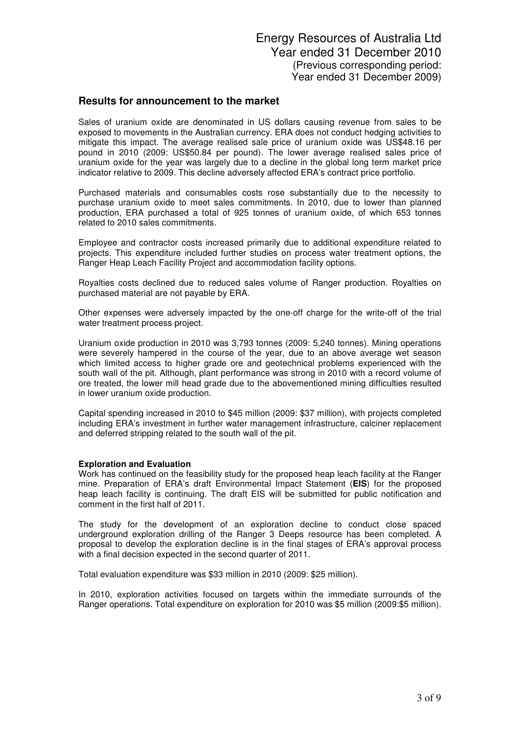Energy Resources of Australia Ltd
Year ended 31 December 2010
(Previous corresponding period:
Year ended 31 December 2009)

## Results for announcement to the market

Sales of uranium oxide are denominated in US dollars causing revenue from sales to be exposed to movements in the Australian currency. ERA does not conduct hedging activities to mitigate this impact. The average realised sale price of uranium oxide was US$48.16 per pound in 2010 (2009: US$50.84 per pound). The lower average realised sales price of uranium oxide for the year was largely due to a decline in the global long term market price indicator relative to 2009. This decline adversely affected ERA's contract price portfolio.

Purchased materials and consumables costs rose substantially due to the necessity to purchase uranium oxide to meet sales commitments. In 2010, due to lower than planned production, ERA purchased a total of 925 tonnes of uranium oxide, of which 653 tonnes related to 2010 sales commitments.

Employee and contractor costs increased primarily due to additional expenditure related to projects. This expenditure included further studies on process water treatment options, the Ranger Heap Leach Facility Project and accommodation facility options.

Royalties costs declined due to reduced sales volume of Ranger production. Royalties on purchased material are not payable by ERA.

Other expenses were adversely impacted by the one-off charge for the write-off of the trial water treatment process project.

Uranium oxide production in 2010 was 3,793 tonnes (2009: 5,240 tonnes). Mining operations were severely hampered in the course of the year, due to an above average wet season which limited access to higher grade ore and geotechnical problems experienced with the south wall of the pit. Although, plant performance was strong in 2010 with a record volume of ore treated, the lower mill head grade due to the abovementioned mining difficulties resulted in lower uranium oxide production.

Capital spending increased in 2010 to $45 million (2009: $37 million), with projects completed including ERA's investment in further water management infrastructure, calciner replacement and deferred stripping related to the south wall of the pit.

**Exploration and Evaluation**

Work has continued on the feasibility study for the proposed heap leach facility at the Ranger mine. Preparation of ERA's draft Environmental Impact Statement (**EIS**) for the proposed heap leach facility is continuing. The draft EIS will be submitted for public notification and comment in the first half of 2011.

The study for the development of an exploration decline to conduct close spaced underground exploration drilling of the Ranger 3 Deeps resource has been completed. A proposal to develop the exploration decline is in the final stages of ERA's approval process with a final decision expected in the second quarter of 2011.

Total evaluation expenditure was $33 million in 2010 (2009: $25 million).

In 2010, exploration activities focused on targets within the immediate surrounds of the Ranger operations. Total expenditure on exploration for 2010 was $5 million (2009:$5 million).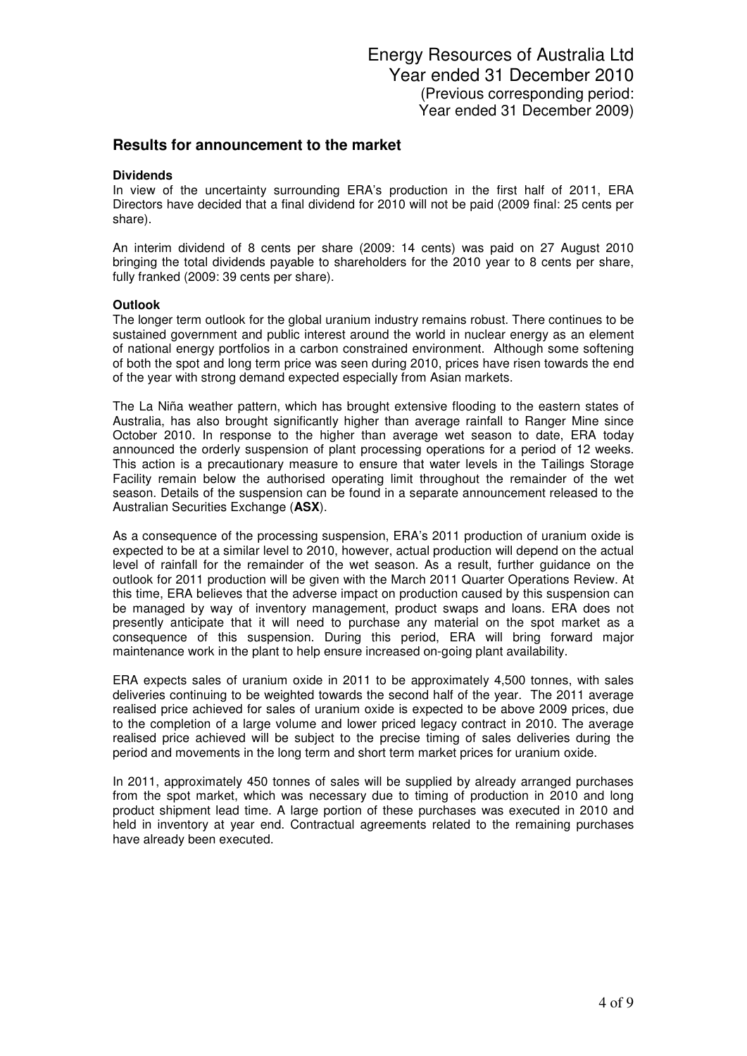# Energy Resources of Australia Ltd

Year ended 31 December 2010
(Previous corresponding period:
Year ended 31 December 2009)

## Results for announcement to the market

**Dividends**

In view of the uncertainty surrounding ERA's production in the first half of 2011, ERA Directors have decided that a final dividend for 2010 will not be paid (2009 final: 25 cents per share).

An interim dividend of 8 cents per share (2009: 14 cents) was paid on 27 August 2010 bringing the total dividends payable to shareholders for the 2010 year to 8 cents per share, fully franked (2009: 39 cents per share).

**Outlook**

The longer term outlook for the global uranium industry remains robust. There continues to be sustained government and public interest around the world in nuclear energy as an element of national energy portfolios in a carbon constrained environment. Although some softening of both the spot and long term price was seen during 2010, prices have risen towards the end of the year with strong demand expected especially from Asian markets.

The La Niña weather pattern, which has brought extensive flooding to the eastern states of Australia, has also brought significantly higher than average rainfall to Ranger Mine since October 2010. In response to the higher than average wet season to date, ERA today announced the orderly suspension of plant processing operations for a period of 12 weeks. This action is a precautionary measure to ensure that water levels in the Tailings Storage Facility remain below the authorised operating limit throughout the remainder of the wet season. Details of the suspension can be found in a separate announcement released to the Australian Securities Exchange (**ASX**).

As a consequence of the processing suspension, ERA's 2011 production of uranium oxide is expected to be at a similar level to 2010, however, actual production will depend on the actual level of rainfall for the remainder of the wet season. As a result, further guidance on the outlook for 2011 production will be given with the March 2011 Quarter Operations Review. At this time, ERA believes that the adverse impact on production caused by this suspension can be managed by way of inventory management, product swaps and loans. ERA does not presently anticipate that it will need to purchase any material on the spot market as a consequence of this suspension. During this period, ERA will bring forward major maintenance work in the plant to help ensure increased on-going plant availability.

ERA expects sales of uranium oxide in 2011 to be approximately 4,500 tonnes, with sales deliveries continuing to be weighted towards the second half of the year. The 2011 average realised price achieved for sales of uranium oxide is expected to be above 2009 prices, due to the completion of a large volume and lower priced legacy contract in 2010. The average realised price achieved will be subject to the precise timing of sales deliveries during the period and movements in the long term and short term market prices for uranium oxide.

In 2011, approximately 450 tonnes of sales will be supplied by already arranged purchases from the spot market, which was necessary due to timing of production in 2010 and long product shipment lead time. A large portion of these purchases was executed in 2010 and held in inventory at year end. Contractual agreements related to the remaining purchases have already been executed.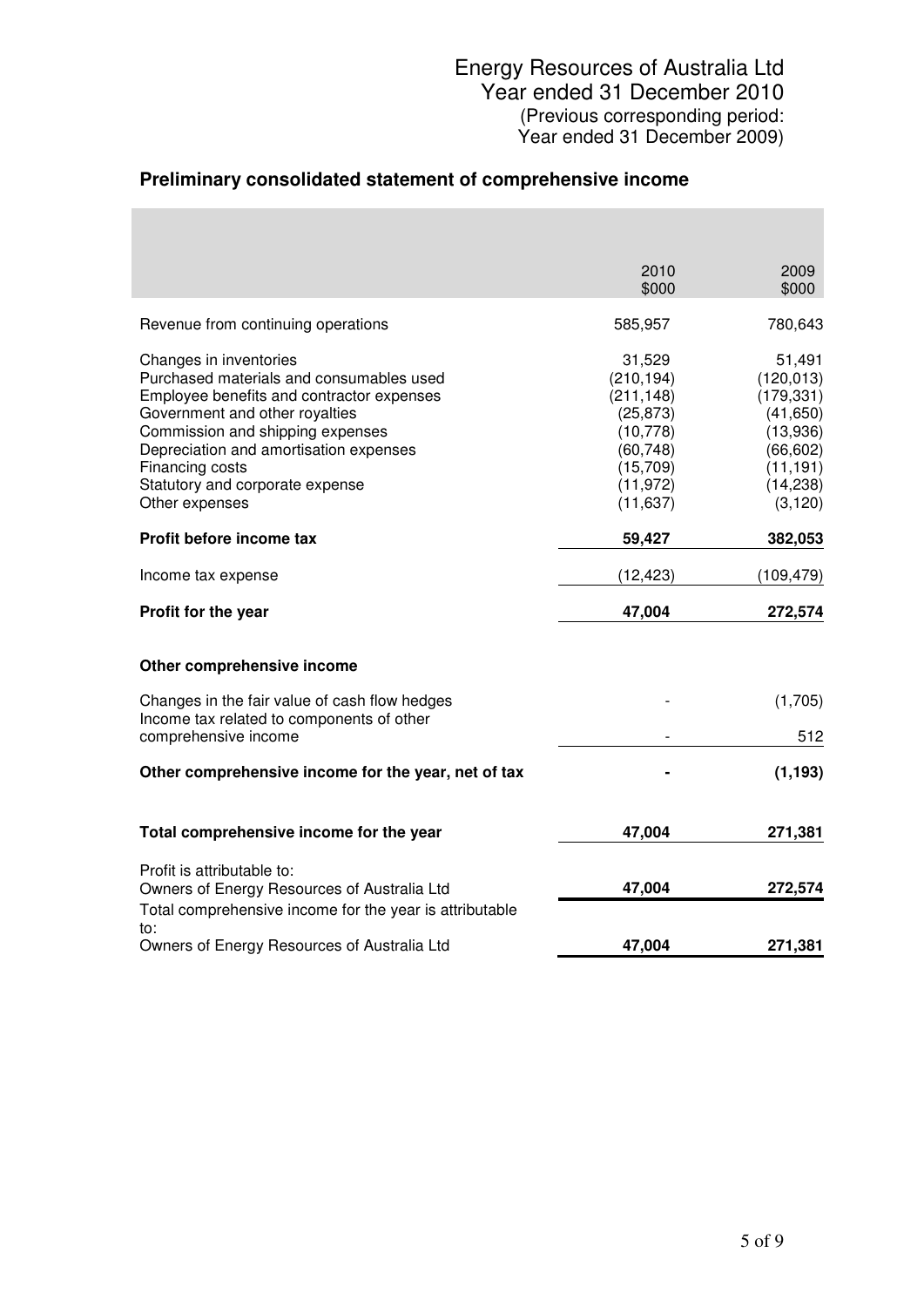Energy Resources of Australia Ltd
Year ended 31 December 2010
(Previous corresponding period:
Year ended 31 December 2009)

## Preliminary consolidated statement of comprehensive income

| | 2010<br>$000 | 2009<br>$000 |
|---|---:|---:|
| Revenue from continuing operations | 585,957 | 780,643 |
| Changes in inventories | 31,529 | 51,491 |
| Purchased materials and consumables used | (210,194) | (120,013) |
| Employee benefits and contractor expenses | (211,148) | (179,331) |
| Government and other royalties | (25,873) | (41,650) |
| Commission and shipping expenses | (10,778) | (13,936) |
| Depreciation and amortisation expenses | (60,748) | (66,602) |
| Financing costs | (15,709) | (11,191) |
| Statutory and corporate expense | (11,972) | (14,238) |
| Other expenses | (11,637) | (3,120) |
| **Profit before income tax** | **59,427** | **382,053** |
| Income tax expense | (12,423) | (109,479) |
| **Profit for the year** | **47,004** | **272,574** |
| **Other comprehensive income** | | |
| Changes in the fair value of cash flow hedges | - | (1,705) |
| Income tax related to components of other comprehensive income | - | 512 |
| **Other comprehensive income for the year, net of tax** | **-** | **(1,193)** |
| **Total comprehensive income for the year** | **47,004** | **271,381** |
| Profit is attributable to: | | |
| Owners of Energy Resources of Australia Ltd | **47,004** | **272,574** |
| Total comprehensive income for the year is attributable to: | | |
| Owners of Energy Resources of Australia Ltd | **47,004** | **271,381** |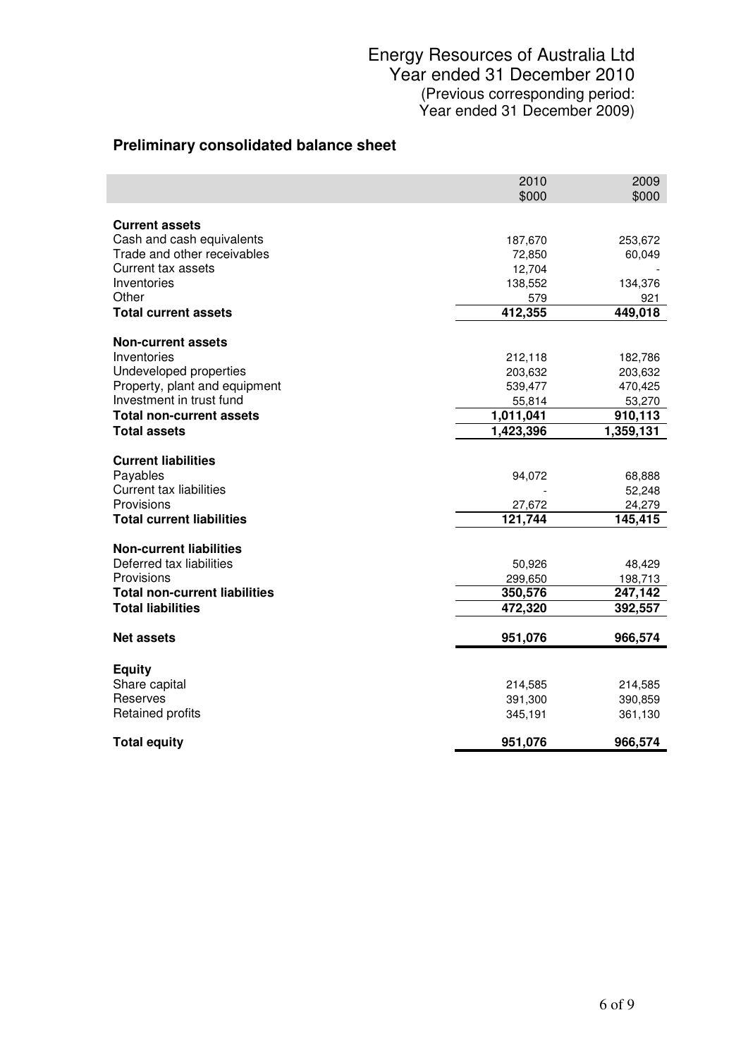Energy Resources of Australia Ltd
Year ended 31 December 2010
(Previous corresponding period:
Year ended 31 December 2009)

## Preliminary consolidated balance sheet

| | 2010<br>$000 | 2009<br>$000 |
|---|---|---|
| **Current assets** | | |
| Cash and cash equivalents | 187,670 | 253,672 |
| Trade and other receivables | 72,850 | 60,049 |
| Current tax assets | 12,704 | - |
| Inventories | 138,552 | 134,376 |
| Other | 579 | 921 |
| **Total current assets** | **412,355** | **449,018** |
| **Non-current assets** | | |
| Inventories | 212,118 | 182,786 |
| Undeveloped properties | 203,632 | 203,632 |
| Property, plant and equipment | 539,477 | 470,425 |
| Investment in trust fund | 55,814 | 53,270 |
| **Total non-current assets** | **1,011,041** | **910,113** |
| **Total assets** | **1,423,396** | **1,359,131** |
| **Current liabilities** | | |
| Payables | 94,072 | 68,888 |
| Current tax liabilities | - | 52,248 |
| Provisions | 27,672 | 24,279 |
| **Total current liabilities** | **121,744** | **145,415** |
| **Non-current liabilities** | | |
| Deferred tax liabilities | 50,926 | 48,429 |
| Provisions | 299,650 | 198,713 |
| **Total non-current liabilities** | **350,576** | **247,142** |
| **Total liabilities** | **472,320** | **392,557** |
| **Net assets** | **951,076** | **966,574** |
| **Equity** | | |
| Share capital | 214,585 | 214,585 |
| Reserves | 391,300 | 390,859 |
| Retained profits | 345,191 | 361,130 |
| **Total equity** | **951,076** | **966,574** |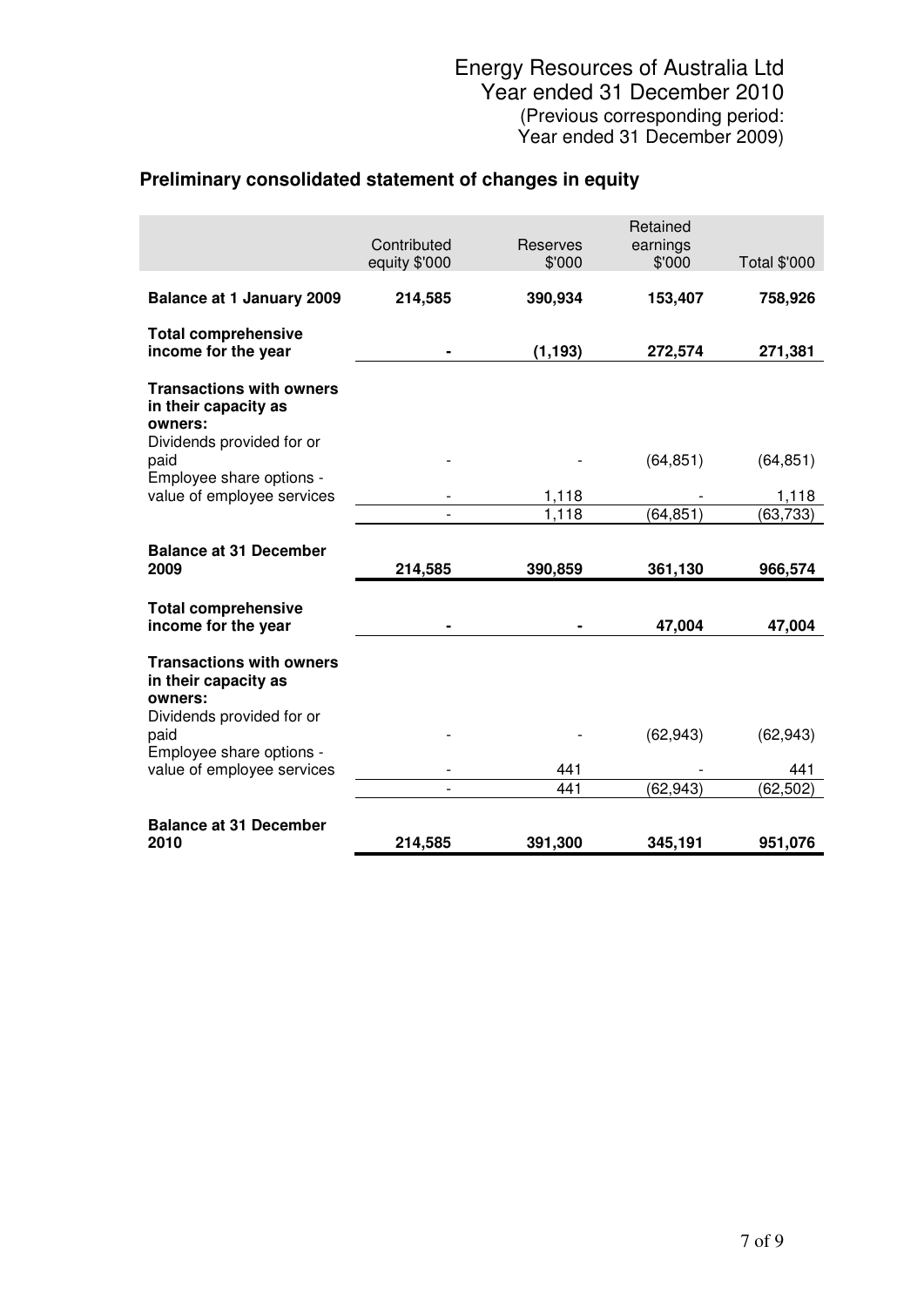Energy Resources of Australia Ltd
Year ended 31 December 2010
(Previous corresponding period:
Year ended 31 December 2009)

## Preliminary consolidated statement of changes in equity

| | Contributed equity $'000 | Reserves $'000 | Retained earnings $'000 | Total $'000 |
|---|---|---|---|---|
| **Balance at 1 January 2009** | **214,585** | **390,934** | **153,407** | **758,926** |
| **Total comprehensive income for the year** | **-** | **(1,193)** | **272,574** | **271,381** |
| **Transactions with owners in their capacity as owners:** | | | | |
| Dividends provided for or paid | - | - | (64,851) | (64,851) |
| Employee share options - value of employee services | - | 1,118 | - | 1,118 |
| | - | 1,118 | (64,851) | (63,733) |
| **Balance at 31 December 2009** | **214,585** | **390,859** | **361,130** | **966,574** |
| **Total comprehensive income for the year** | **-** | **-** | **47,004** | **47,004** |
| **Transactions with owners in their capacity as owners:** | | | | |
| Dividends provided for or paid | - | - | (62,943) | (62,943) |
| Employee share options - value of employee services | - | 441 | - | 441 |
| | - | 441 | (62,943) | (62,502) |
| **Balance at 31 December 2010** | **214,585** | **391,300** | **345,191** | **951,076** |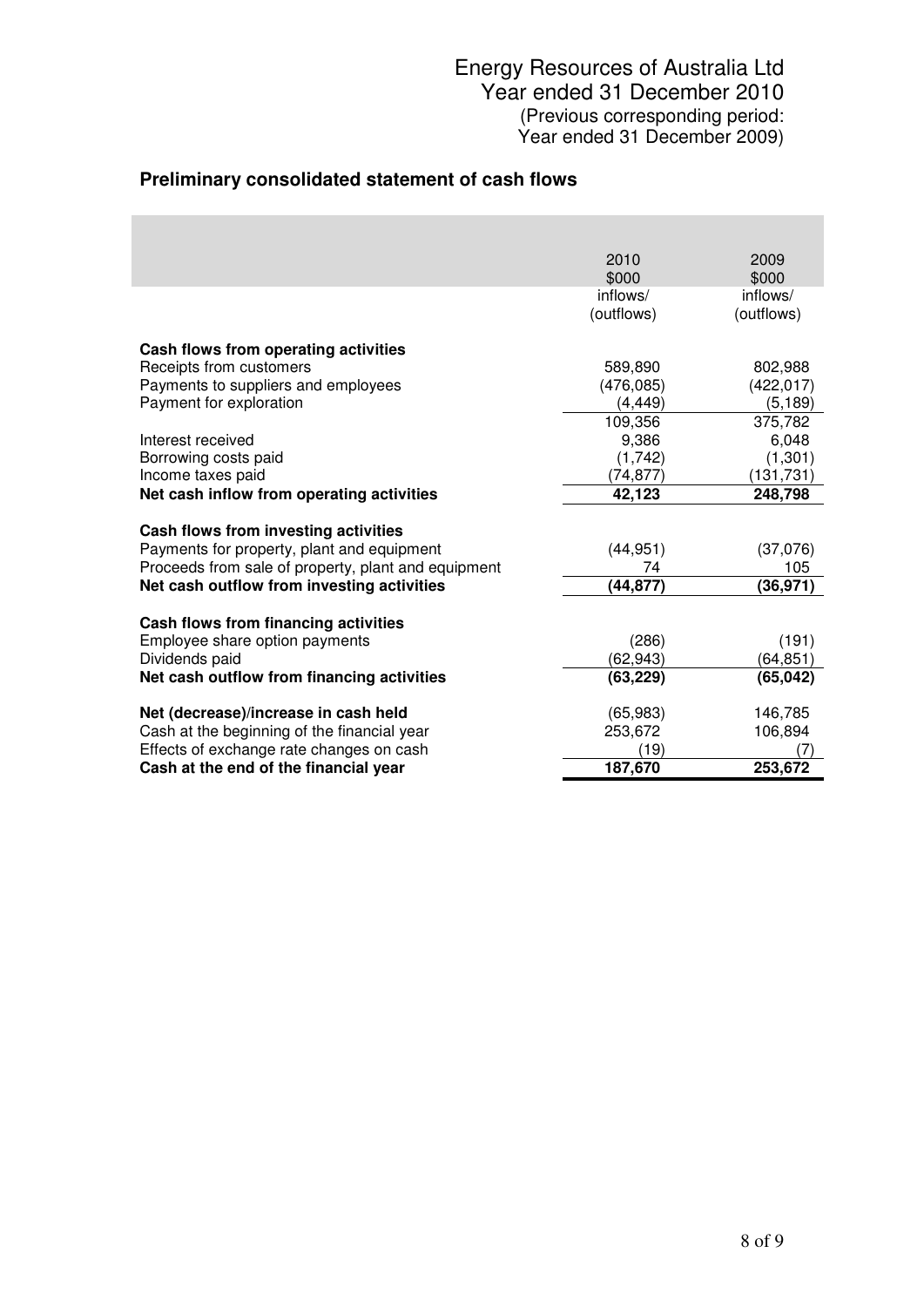Energy Resources of Australia Ltd
Year ended 31 December 2010
(Previous corresponding period:
Year ended 31 December 2009)

## Preliminary consolidated statement of cash flows

| | 2010<br>$000<br>inflows/<br>(outflows) | 2009<br>$000<br>inflows/<br>(outflows) |
|---|---|---|
| **Cash flows from operating activities** | | |
| Receipts from customers | 589,890 | 802,988 |
| Payments to suppliers and employees | (476,085) | (422,017) |
| Payment for exploration | (4,449) | (5,189) |
| | 109,356 | 375,782 |
| Interest received | 9,386 | 6,048 |
| Borrowing costs paid | (1,742) | (1,301) |
| Income taxes paid | (74,877) | (131,731) |
| **Net cash inflow from operating activities** | **42,123** | **248,798** |
| **Cash flows from investing activities** | | |
| Payments for property, plant and equipment | (44,951) | (37,076) |
| Proceeds from sale of property, plant and equipment | 74 | 105 |
| **Net cash outflow from investing activities** | **(44,877)** | **(36,971)** |
| **Cash flows from financing activities** | | |
| Employee share option payments | (286) | (191) |
| Dividends paid | (62,943) | (64,851) |
| **Net cash outflow from financing activities** | **(63,229)** | **(65,042)** |
| **Net (decrease)/increase in cash held** | (65,983) | 146,785 |
| Cash at the beginning of the financial year | 253,672 | 106,894 |
| Effects of exchange rate changes on cash | (19) | (7) |
| **Cash at the end of the financial year** | **187,670** | **253,672** |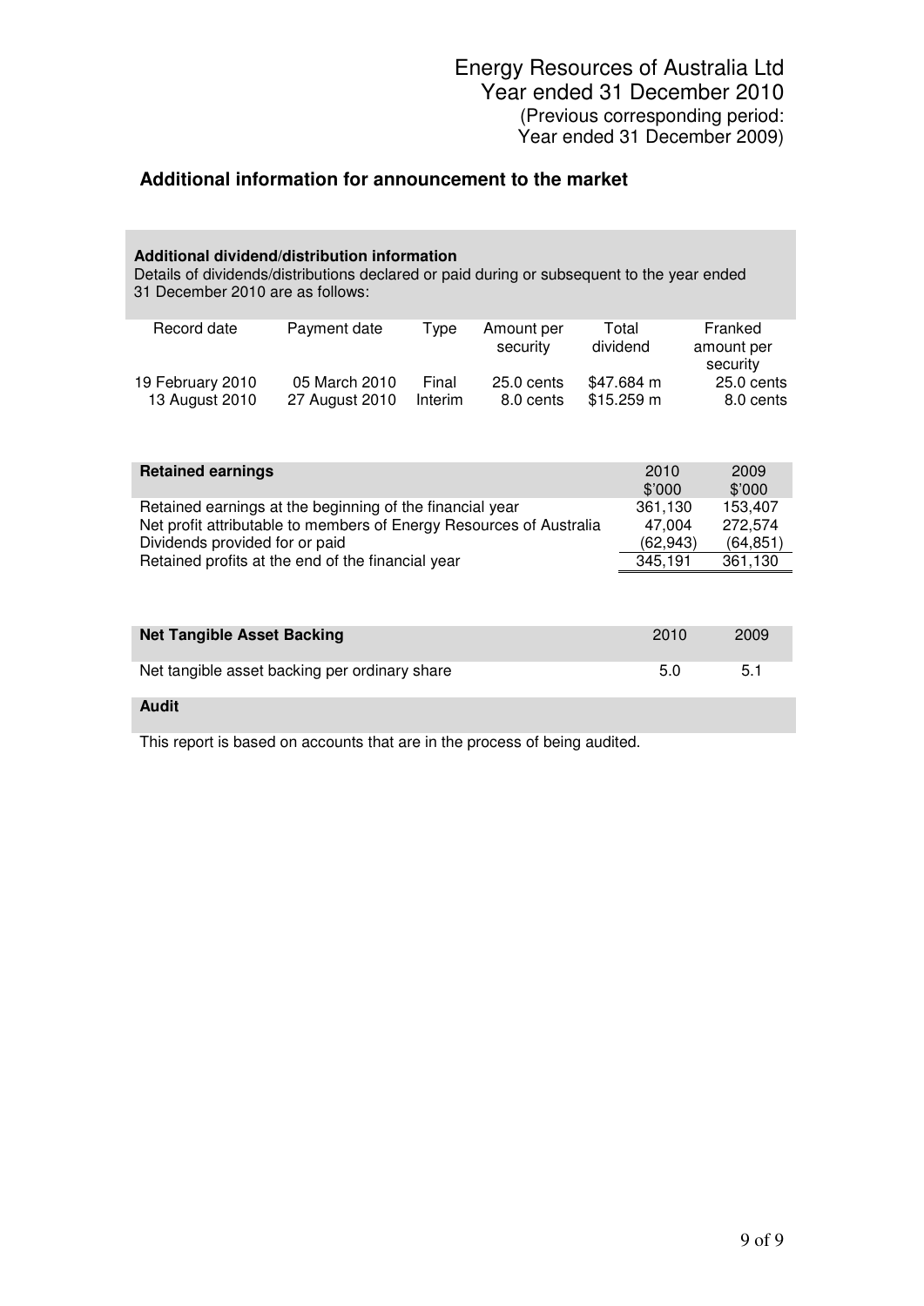## Additional information for announcement to the market

**Additional dividend/distribution information**

Details of dividends/distributions declared or paid during or subsequent to the year ended 31 December 2010 are as follows:

| Record date | Payment date | Type | Amount per security | Total dividend | Franked amount per security |
|---|---|---|---|---|---|
| 19 February 2010 | 05 March 2010 | Final | 25.0 cents | $47.684 m | 25.0 cents |
| 13 August 2010 | 27 August 2010 | Interim | 8.0 cents | $15.259 m | 8.0 cents |

| **Retained earnings** | 2010<br>$'000 | 2009<br>$'000 |
|---|---|---|
| Retained earnings at the beginning of the financial year | 361,130 | 153,407 |
| Net profit attributable to members of Energy Resources of Australia | 47,004 | 272,574 |
| Dividends provided for or paid | (62,943) | (64,851) |
| Retained profits at the end of the financial year | 345,191 | 361,130 |

| **Net Tangible Asset Backing** | 2010 | 2009 |
|---|---|---|
| Net tangible asset backing per ordinary share | 5.0 | 5.1 |

**Audit**

This report is based on accounts that are in the process of being audited.